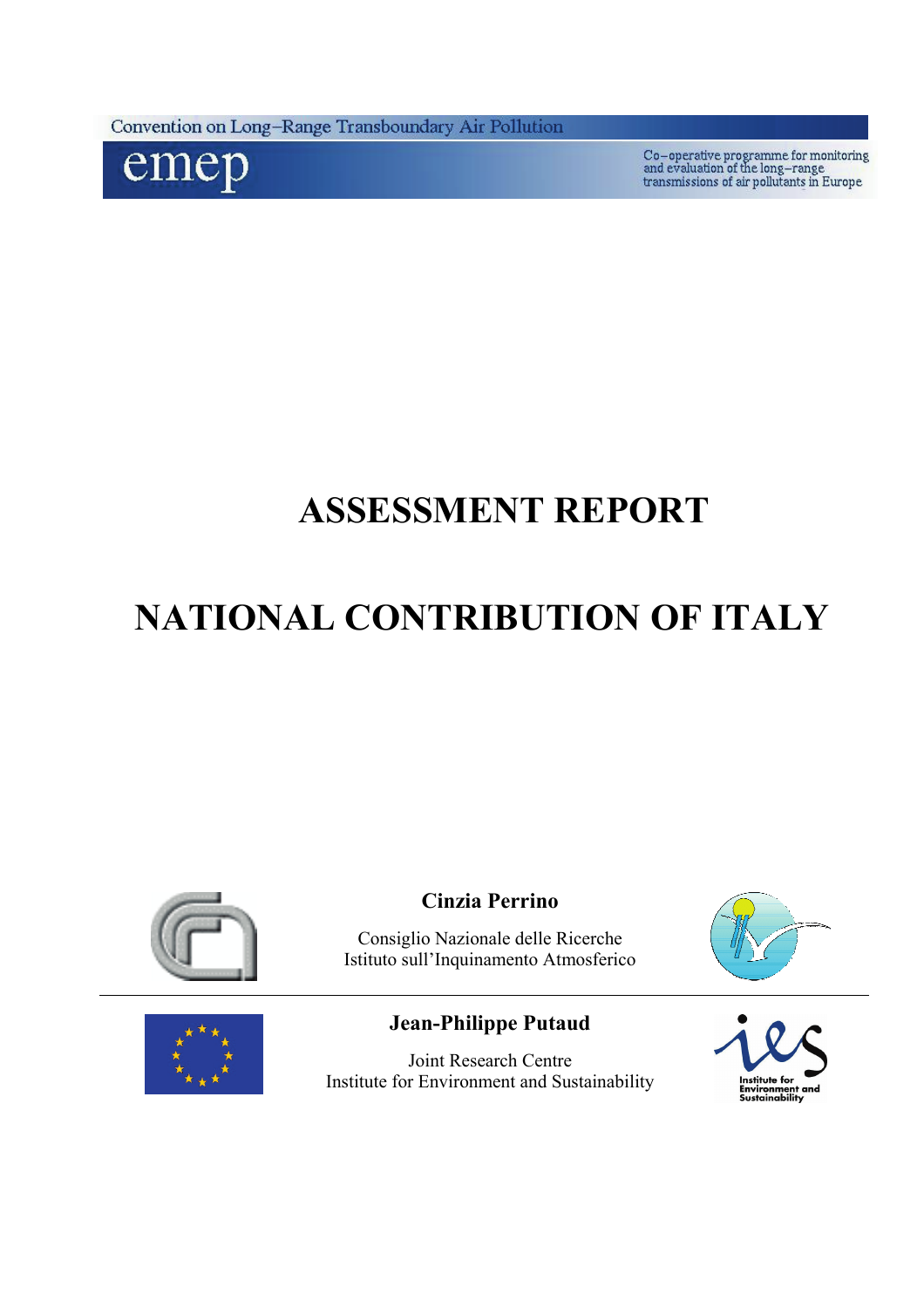Convention on Long–Range Transboundary Air Pollution

emep

Co–operative programme for monitoring and evaluation of the long–range transmissions of air pollutants in Europe

# ASSESSMENT REPORT

# NATIONAL CONTRIBUTION OF ITALY

**Cinzia Perrino**

Consiglio Nazionale delle Ricerche
Istituto sull'Inquinamento Atmosferico

**Jean-Philippe Putaud**

Joint Research Centre
Institute for Environment and Sustainability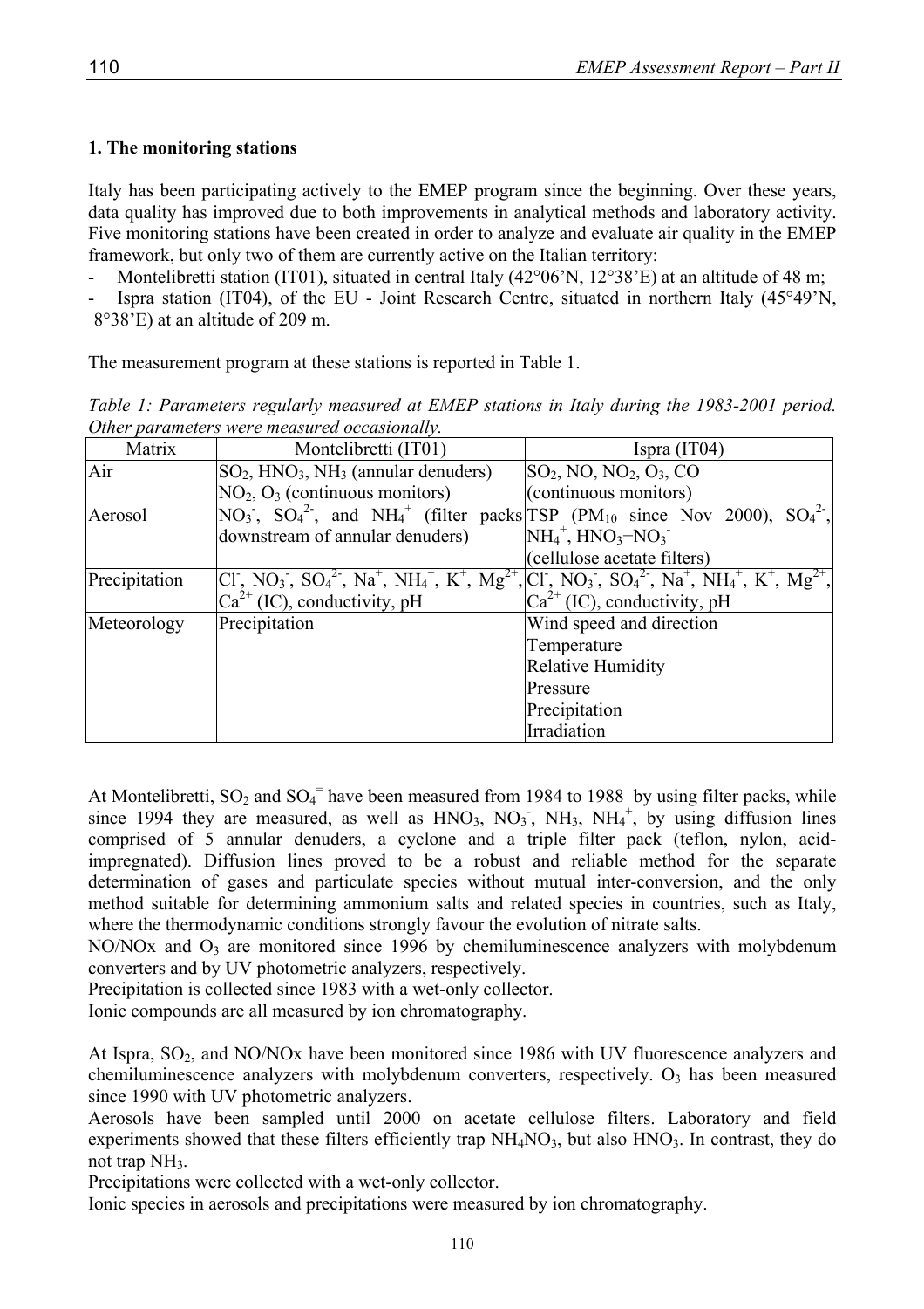## 1. The monitoring stations

Italy has been participating actively to the EMEP program since the beginning. Over these years, data quality has improved due to both improvements in analytical methods and laboratory activity. Five monitoring stations have been created in order to analyze and evaluate air quality in the EMEP framework, but only two of them are currently active on the Italian territory:

- Montelibretti station (IT01), situated in central Italy (42°06'N, 12°38'E) at an altitude of 48 m;
- Ispra station (IT04), of the EU - Joint Research Centre, situated in northern Italy (45°49'N, 8°38'E) at an altitude of 209 m.

The measurement program at these stations is reported in Table 1.

*Table 1: Parameters regularly measured at EMEP stations in Italy during the 1983-2001 period. Other parameters were measured occasionally.*

| Matrix | Montelibretti (IT01) | Ispra (IT04) |
|---|---|---|
| Air | $SO_2$, $HNO_3$, $NH_3$ (annular denuders) $NO_2$, $O_3$ (continuous monitors) | $SO_2$, NO, $NO_2$, $O_3$, CO (continuous monitors) |
| Aerosol | $NO_3^-$, $SO_4^{2-}$, and $NH_4^+$ (filter packs downstream of annular denuders) | TSP ($PM_{10}$ since Nov 2000), $SO_4^{2-}$, $NH_4^+$, $HNO_3$+$NO_3^-$ (cellulose acetate filters) |
| Precipitation | $Cl^-$, $NO_3^-$, $SO_4^{2-}$, $Na^+$, $NH_4^+$, $K^+$, $Mg^{2+}$, $Ca^{2+}$ (IC), conductivity, pH | $Cl^-$, $NO_3^-$, $SO_4^{2-}$, $Na^+$, $NH_4^+$, $K^+$, $Mg^{2+}$, $Ca^{2+}$ (IC), conductivity, pH |
| Meteorology | Precipitation | Wind speed and direction<br>Temperature<br>Relative Humidity<br>Pressure<br>Precipitation<br>Irradiation |

At Montelibretti, $SO_2$ and $SO_4^{=}$ have been measured from 1984 to 1988 by using filter packs, while since 1994 they are measured, as well as $HNO_3$, $NO_3^-$, $NH_3$, $NH_4^+$, by using diffusion lines comprised of 5 annular denuders, a cyclone and a triple filter pack (teflon, nylon, acid-impregnated). Diffusion lines proved to be a robust and reliable method for the separate determination of gases and particulate species without mutual inter-conversion, and the only method suitable for determining ammonium salts and related species in countries, such as Italy, where the thermodynamic conditions strongly favour the evolution of nitrate salts.

NO/NOx and $O_3$ are monitored since 1996 by chemiluminescence analyzers with molybdenum converters and by UV photometric analyzers, respectively.

Precipitation is collected since 1983 with a wet-only collector.

Ionic compounds are all measured by ion chromatography.

At Ispra, $SO_2$, and NO/NOx have been monitored since 1986 with UV fluorescence analyzers and chemiluminescence analyzers with molybdenum converters, respectively. $O_3$ has been measured since 1990 with UV photometric analyzers.

Aerosols have been sampled until 2000 on acetate cellulose filters. Laboratory and field experiments showed that these filters efficiently trap $NH_4NO_3$, but also $HNO_3$. In contrast, they do not trap $NH_3$.

Precipitations were collected with a wet-only collector.

Ionic species in aerosols and precipitations were measured by ion chromatography.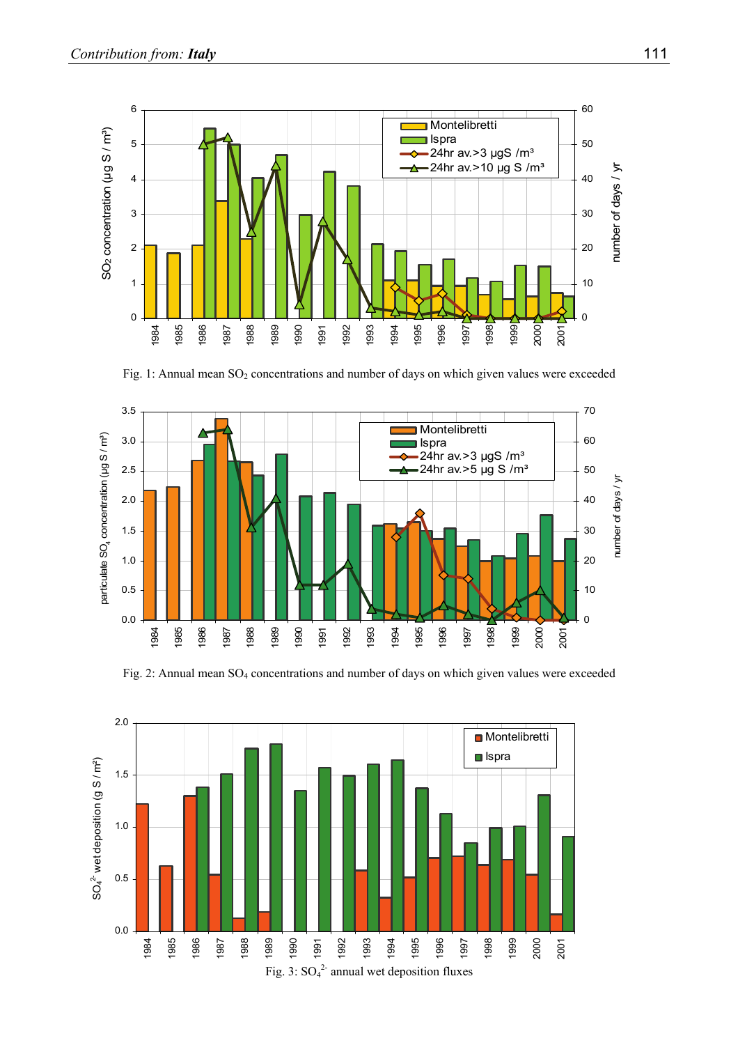Fig. 1: Annual mean $SO_2$ concentrations and number of days on which given values were exceeded

Fig. 2: Annual mean $SO_4$ concentrations and number of days on which given values were exceeded

Fig. 3: $SO_4^{2-}$ annual wet deposition fluxes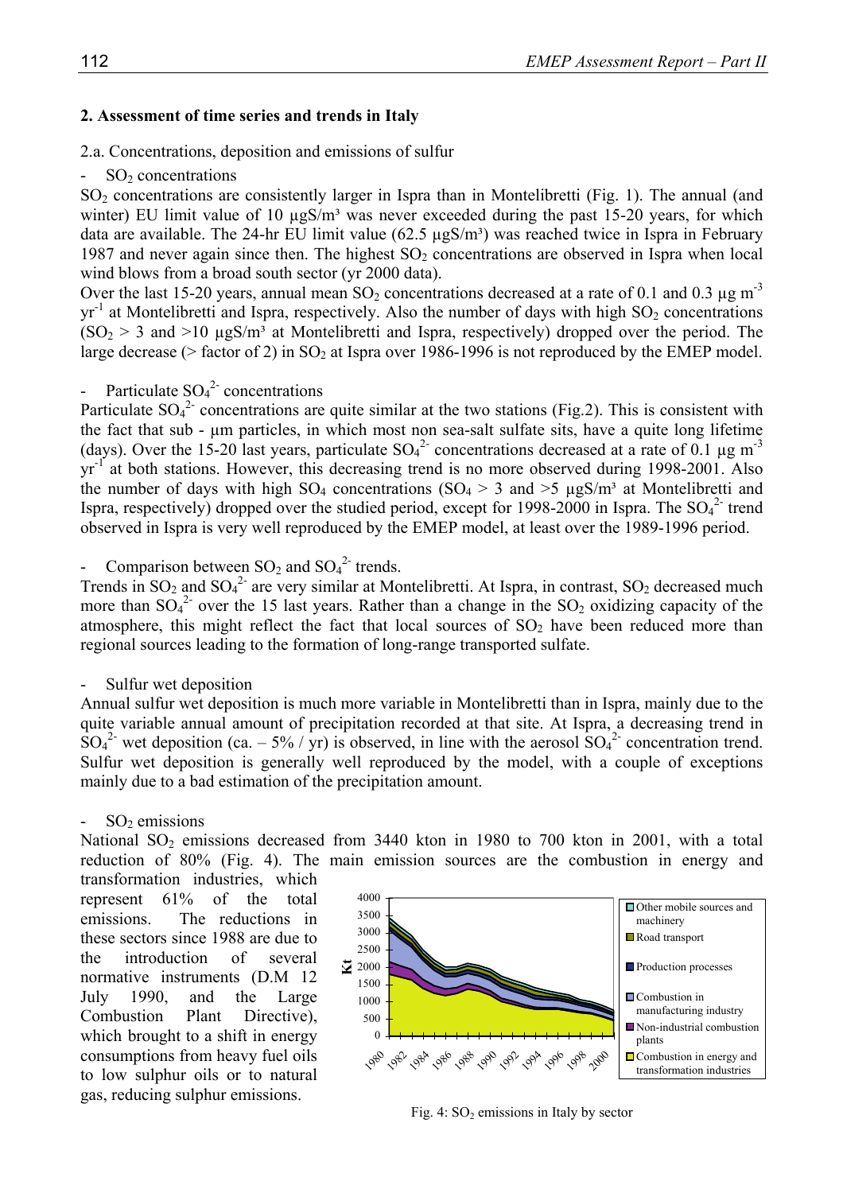## 2. Assessment of time series and trends in Italy

2.a. Concentrations, deposition and emissions of sulfur

- $SO_2$ concentrations

$SO_2$ concentrations are consistently larger in Ispra than in Montelibretti (Fig. 1). The annual (and winter) EU limit value of 10 µgS/m³ was never exceeded during the past 15-20 years, for which data are available. The 24-hr EU limit value (62.5 µgS/m³) was reached twice in Ispra in February 1987 and never again since then. The highest $SO_2$ concentrations are observed in Ispra when local wind blows from a broad south sector (yr 2000 data).

Over the last 15-20 years, annual mean $SO_2$ concentrations decreased at a rate of 0.1 and 0.3 µg $m^{-3}$ $yr^{-1}$ at Montelibretti and Ispra, respectively. Also the number of days with high $SO_2$ concentrations ($SO_2$ > 3 and >10 µgS/m³ at Montelibretti and Ispra, respectively) dropped over the period. The large decrease (> factor of 2) in $SO_2$ at Ispra over 1986-1996 is not reproduced by the EMEP model.

- Particulate $SO_4^{2-}$ concentrations

Particulate $SO_4^{2-}$ concentrations are quite similar at the two stations (Fig.2). This is consistent with the fact that sub - µm particles, in which most non sea-salt sulfate sits, have a quite long lifetime (days). Over the 15-20 last years, particulate $SO_4^{2-}$ concentrations decreased at a rate of 0.1 µg $m^{-3}$ $yr^{-1}$ at both stations. However, this decreasing trend is no more observed during 1998-2001. Also the number of days with high $SO_4$ concentrations ($SO_4$ > 3 and >5 µgS/m³ at Montelibretti and Ispra, respectively) dropped over the studied period, except for 1998-2000 in Ispra. The $SO_4^{2-}$ trend observed in Ispra is very well reproduced by the EMEP model, at least over the 1989-1996 period.

- Comparison between $SO_2$ and $SO_4^{2-}$ trends.

Trends in $SO_2$ and $SO_4^{2-}$ are very similar at Montelibretti. At Ispra, in contrast, $SO_2$ decreased much more than $SO_4^{2-}$ over the 15 last years. Rather than a change in the $SO_2$ oxidizing capacity of the atmosphere, this might reflect the fact that local sources of $SO_2$ have been reduced more than regional sources leading to the formation of long-range transported sulfate.

- Sulfur wet deposition

Annual sulfur wet deposition is much more variable in Montelibretti than in Ispra, mainly due to the quite variable annual amount of precipitation recorded at that site. At Ispra, a decreasing trend in $SO_4^{2-}$ wet deposition (ca. – 5% / yr) is observed, in line with the aerosol $SO_4^{2-}$ concentration trend. Sulfur wet deposition is generally well reproduced by the model, with a couple of exceptions mainly due to a bad estimation of the precipitation amount.

- $SO_2$ emissions

National $SO_2$ emissions decreased from 3440 kton in 1980 to 700 kton in 2001, with a total reduction of 80% (Fig. 4). The main emission sources are the combustion in energy and transformation industries, which represent 61% of the total emissions. The reductions in these sectors since 1988 are due to the introduction of several normative instruments (D.M 12 July 1990, and the Large Combustion Plant Directive), which brought to a shift in energy consumptions from heavy fuel oils to low sulphur oils or to natural gas, reducing sulphur emissions.

Fig. 4: $SO_2$ emissions in Italy by sector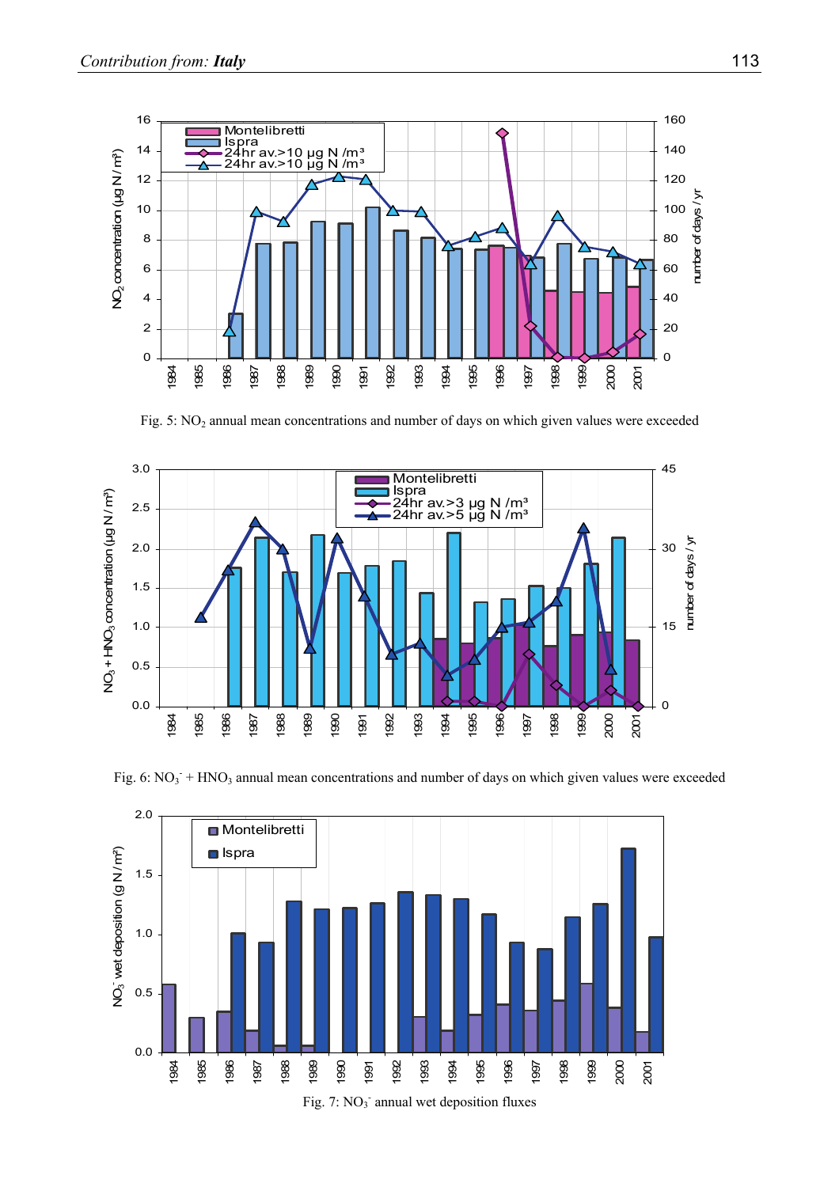Fig. 5: $NO_2$ annual mean concentrations and number of days on which given values were exceeded

Fig. 6: $NO_3^- + HNO_3$ annual mean concentrations and number of days on which given values were exceeded

Fig. 7: $NO_3^-$ annual wet deposition fluxes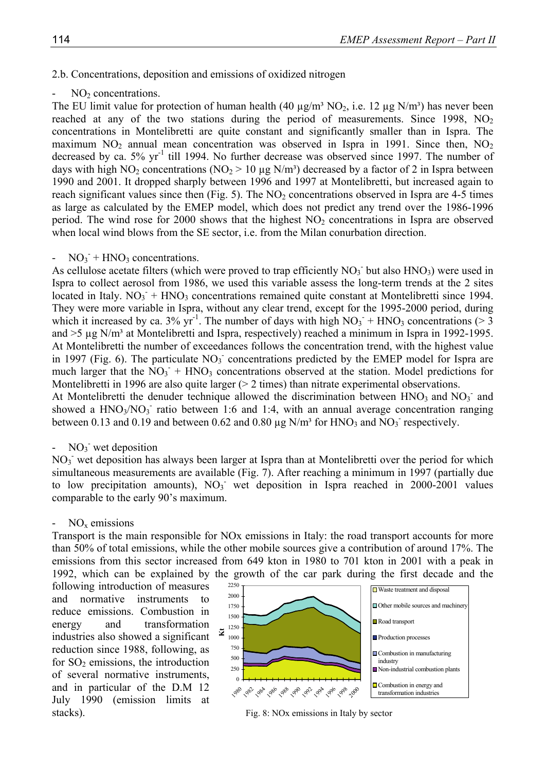2.b. Concentrations, deposition and emissions of oxidized nitrogen

- $NO_2$ concentrations.

The EU limit value for protection of human health (40 µg/m³ $NO_2$, i.e. 12 µg N/m³) has never been reached at any of the two stations during the period of measurements. Since 1998, $NO_2$ concentrations in Montelibretti are quite constant and significantly smaller than in Ispra. The maximum $NO_2$ annual mean concentration was observed in Ispra in 1991. Since then, $NO_2$ decreased by ca. 5% $yr^{-1}$ till 1994. No further decrease was observed since 1997. The number of days with high $NO_2$ concentrations ($NO_2$ > 10 µg N/m³) decreased by a factor of 2 in Ispra between 1990 and 2001. It dropped sharply between 1996 and 1997 at Montelibretti, but increased again to reach significant values since then (Fig. 5). The $NO_2$ concentrations observed in Ispra are 4-5 times as large as calculated by the EMEP model, which does not predict any trend over the 1986-1996 period. The wind rose for 2000 shows that the highest $NO_2$ concentrations in Ispra are observed when local wind blows from the SE sector, i.e. from the Milan conurbation direction.

- $NO_3^-$ + $HNO_3$ concentrations.

As cellulose acetate filters (which were proved to trap efficiently $NO_3^-$ but also $HNO_3$) were used in Ispra to collect aerosol from 1986, we used this variable assess the long-term trends at the 2 sites located in Italy. $NO_3^-$ + $HNO_3$ concentrations remained quite constant at Montelibretti since 1994. They were more variable in Ispra, without any clear trend, except for the 1995-2000 period, during which it increased by ca. 3% $yr^{-1}$. The number of days with high $NO_3^-$ + $HNO_3$ concentrations (> 3 and >5 µg N/m³ at Montelibretti and Ispra, respectively) reached a minimum in Ispra in 1992-1995. At Montelibretti the number of exceedances follows the concentration trend, with the highest value in 1997 (Fig. 6). The particulate $NO_3^-$ concentrations predicted by the EMEP model for Ispra are much larger that the $NO_3^-$ + $HNO_3$ concentrations observed at the station. Model predictions for Montelibretti in 1996 are also quite larger (> 2 times) than nitrate experimental observations.

At Montelibretti the denuder technique allowed the discrimination between $HNO_3$ and $NO_3^-$ and showed a $HNO_3/NO_3^-$ ratio between 1:6 and 1:4, with an annual average concentration ranging between 0.13 and 0.19 and between 0.62 and 0.80 µg N/m³ for $HNO_3$ and $NO_3^-$ respectively.

- $NO_3^-$ wet deposition

$NO_3^-$ wet deposition has always been larger at Ispra than at Montelibretti over the period for which simultaneous measurements are available (Fig. 7). After reaching a minimum in 1997 (partially due to low precipitation amounts), $NO_3^-$ wet deposition in Ispra reached in 2000-2001 values comparable to the early 90's maximum.

- $NO_x$ emissions

Transport is the main responsible for NOx emissions in Italy: the road transport accounts for more than 50% of total emissions, while the other mobile sources give a contribution of around 17%. The emissions from this sector increased from 649 kton in 1980 to 701 kton in 2001 with a peak in 1992, which can be explained by the growth of the car park during the first decade and the following introduction of measures and normative instruments to reduce emissions. Combustion in energy and transformation industries also showed a significant reduction since 1988, following, as for $SO_2$ emissions, the introduction of several normative instruments, and in particular of the D.M 12 July 1990 (emission limits at stacks).

Fig. 8: NOx emissions in Italy by sector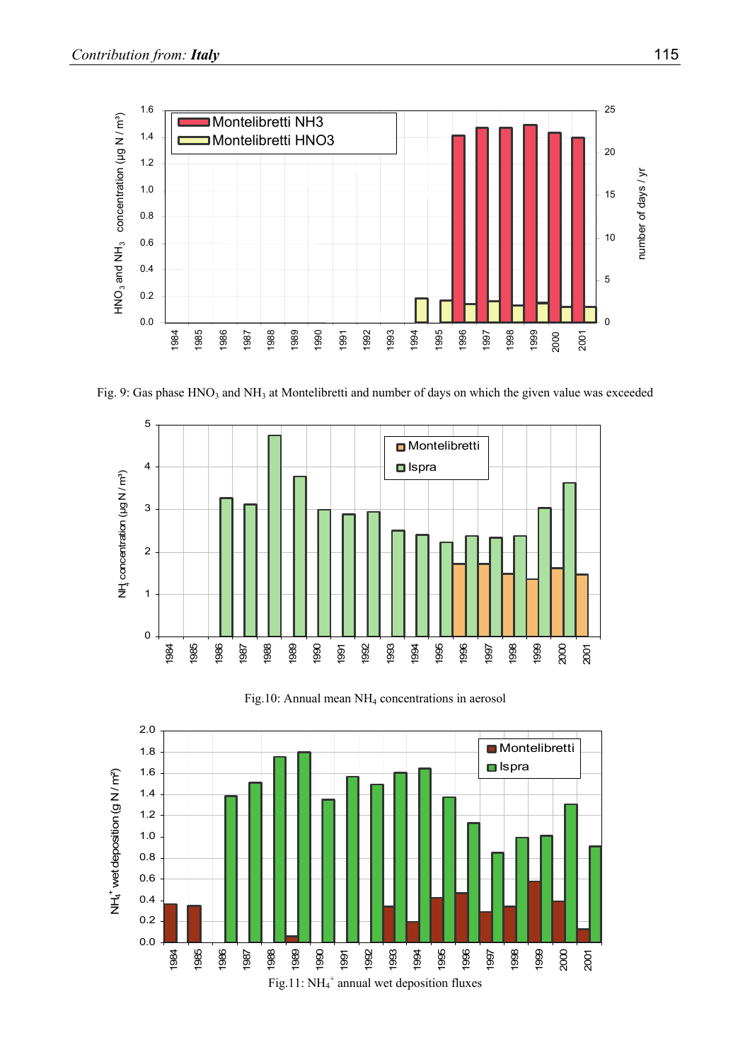Fig. 9: Gas phase $HNO_3$ and $NH_3$ at Montelibretti and number of days on which the given value was exceeded

Fig.10: Annual mean $NH_4$ concentrations in aerosol

Fig.11: $NH_4^+$ annual wet deposition fluxes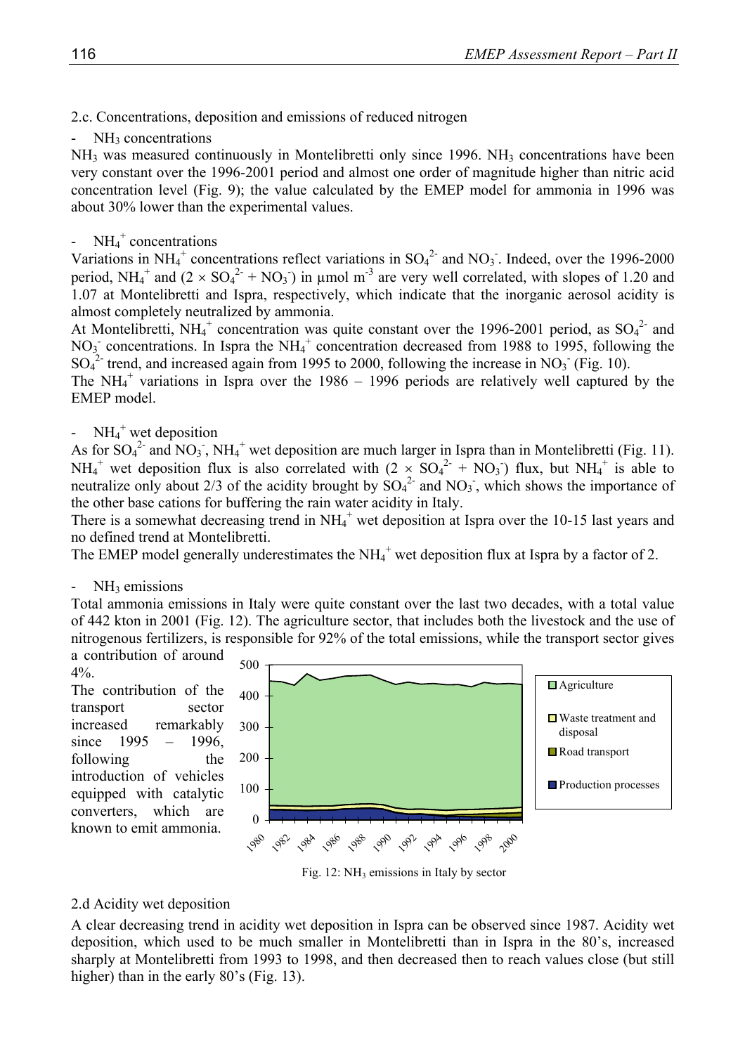2.c. Concentrations, deposition and emissions of reduced nitrogen

- $NH_3$ concentrations

$NH_3$ was measured continuously in Montelibretti only since 1996. $NH_3$ concentrations have been very constant over the 1996-2001 period and almost one order of magnitude higher than nitric acid concentration level (Fig. 9); the value calculated by the EMEP model for ammonia in 1996 was about 30% lower than the experimental values.

- $NH_4^+$ concentrations

Variations in $NH_4^+$ concentrations reflect variations in $SO_4^{2-}$ and $NO_3^-$. Indeed, over the 1996-2000 period, $NH_4^+$ and $(2 \times SO_4^{2-} + NO_3^-)$ in µmol $m^{-3}$ are very well correlated, with slopes of 1.20 and 1.07 at Montelibretti and Ispra, respectively, which indicate that the inorganic aerosol acidity is almost completely neutralized by ammonia.

At Montelibretti, $NH_4^+$ concentration was quite constant over the 1996-2001 period, as $SO_4^{2-}$ and $NO_3^-$ concentrations. In Ispra the $NH_4^+$ concentration decreased from 1988 to 1995, following the $SO_4^{2-}$ trend, and increased again from 1995 to 2000, following the increase in $NO_3^-$ (Fig. 10).

The $NH_4^+$ variations in Ispra over the 1986 – 1996 periods are relatively well captured by the EMEP model.

- $NH_4^+$ wet deposition

As for $SO_4^{2-}$ and $NO_3^-$, $NH_4^+$ wet deposition are much larger in Ispra than in Montelibretti (Fig. 11). $NH_4^+$ wet deposition flux is also correlated with $(2 \times SO_4^{2-} + NO_3^-)$ flux, but $NH_4^+$ is able to neutralize only about 2/3 of the acidity brought by $SO_4^{2-}$ and $NO_3^-$, which shows the importance of the other base cations for buffering the rain water acidity in Italy.

There is a somewhat decreasing trend in $NH_4^+$ wet deposition at Ispra over the 10-15 last years and no defined trend at Montelibretti.

The EMEP model generally underestimates the $NH_4^+$ wet deposition flux at Ispra by a factor of 2.

- $NH_3$ emissions

Total ammonia emissions in Italy were quite constant over the last two decades, with a total value of 442 kton in 2001 (Fig. 12). The agriculture sector, that includes both the livestock and the use of nitrogenous fertilizers, is responsible for 92% of the total emissions, while the transport sector gives a contribution of around 4%.

The contribution of the transport sector increased remarkably since 1995 – 1996, following the introduction of vehicles equipped with catalytic converters, which are known to emit ammonia.

Fig. 12: $NH_3$ emissions in Italy by sector

2.d Acidity wet deposition

A clear decreasing trend in acidity wet deposition in Ispra can be observed since 1987. Acidity wet deposition, which used to be much smaller in Montelibretti than in Ispra in the 80's, increased sharply at Montelibretti from 1993 to 1998, and then decreased then to reach values close (but still higher) than in the early 80's (Fig. 13).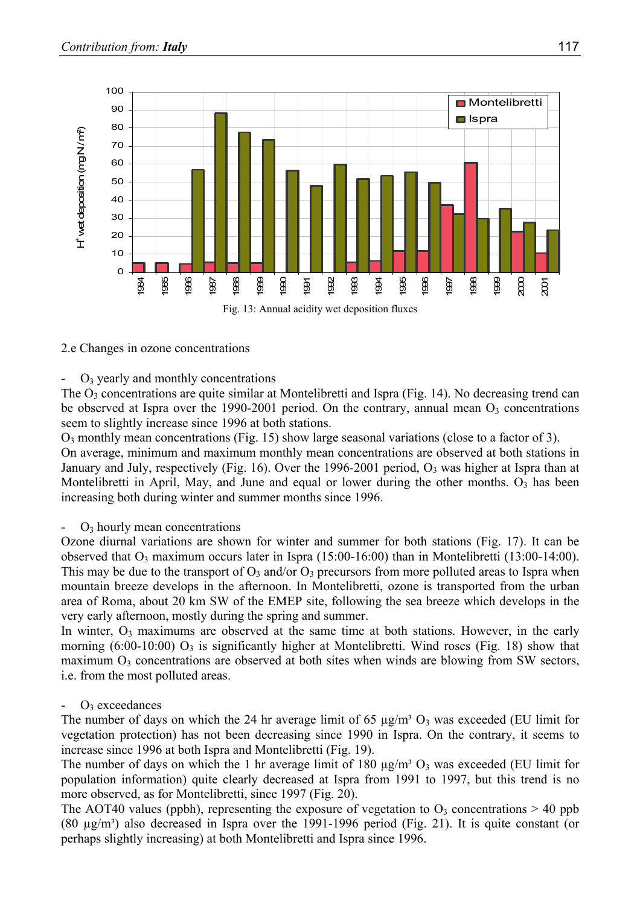Fig. 13: Annual acidity wet deposition fluxes

2.e Changes in ozone concentrations

- $O_3$ yearly and monthly concentrations

The $O_3$ concentrations are quite similar at Montelibretti and Ispra (Fig. 14). No decreasing trend can be observed at Ispra over the 1990-2001 period. On the contrary, annual mean $O_3$ concentrations seem to slightly increase since 1996 at both stations.

$O_3$ monthly mean concentrations (Fig. 15) show large seasonal variations (close to a factor of 3). On average, minimum and maximum monthly mean concentrations are observed at both stations in January and July, respectively (Fig. 16). Over the 1996-2001 period, $O_3$ was higher at Ispra than at Montelibretti in April, May, and June and equal or lower during the other months. $O_3$ has been increasing both during winter and summer months since 1996.

- $O_3$ hourly mean concentrations

Ozone diurnal variations are shown for winter and summer for both stations (Fig. 17). It can be observed that $O_3$ maximum occurs later in Ispra (15:00-16:00) than in Montelibretti (13:00-14:00). This may be due to the transport of $O_3$ and/or $O_3$ precursors from more polluted areas to Ispra when mountain breeze develops in the afternoon. In Montelibretti, ozone is transported from the urban area of Roma, about 20 km SW of the EMEP site, following the sea breeze which develops in the very early afternoon, mostly during the spring and summer.

In winter, $O_3$ maximums are observed at the same time at both stations. However, in the early morning (6:00-10:00) $O_3$ is significantly higher at Montelibretti. Wind roses (Fig. 18) show that maximum $O_3$ concentrations are observed at both sites when winds are blowing from SW sectors, i.e. from the most polluted areas.

- $O_3$ exceedances

The number of days on which the 24 hr average limit of 65 µg/m³ $O_3$ was exceeded (EU limit for vegetation protection) has not been decreasing since 1990 in Ispra. On the contrary, it seems to increase since 1996 at both Ispra and Montelibretti (Fig. 19).

The number of days on which the 1 hr average limit of 180 µg/m³ $O_3$ was exceeded (EU limit for population information) quite clearly decreased at Ispra from 1991 to 1997, but this trend is no more observed, as for Montelibretti, since 1997 (Fig. 20).

The AOT40 values (ppbh), representing the exposure of vegetation to $O_3$ concentrations > 40 ppb (80 µg/m³) also decreased in Ispra over the 1991-1996 period (Fig. 21). It is quite constant (or perhaps slightly increasing) at both Montelibretti and Ispra since 1996.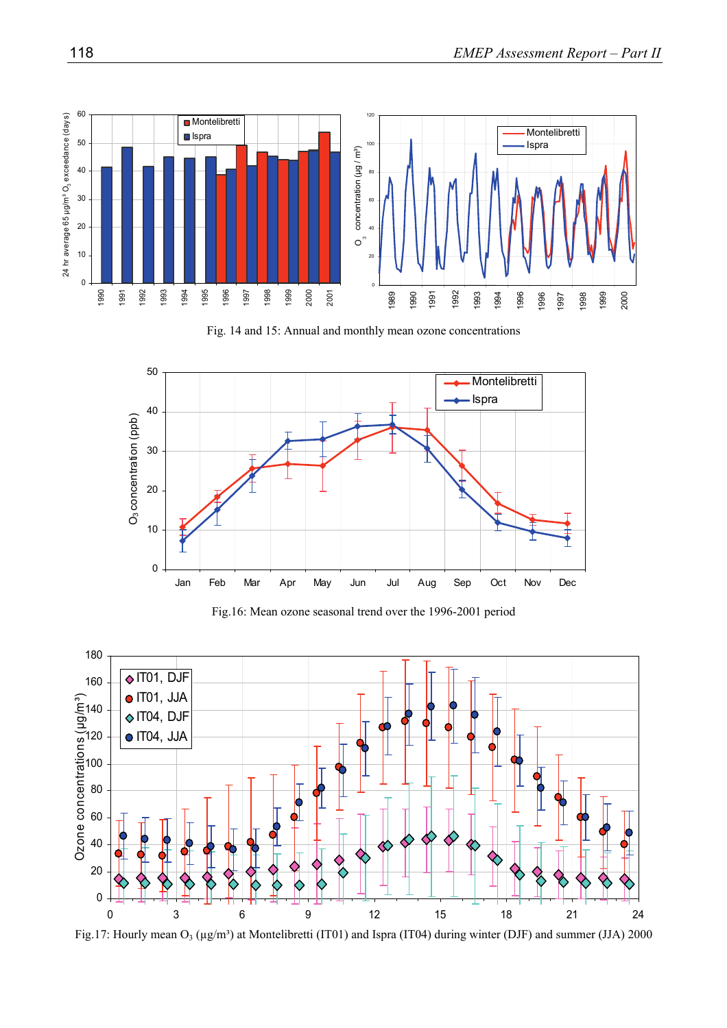Fig. 14 and 15: Annual and monthly mean ozone concentrations

Fig.16: Mean ozone seasonal trend over the 1996-2001 period

Fig.17: Hourly mean $O_3$ (µg/m³) at Montelibretti (IT01) and Ispra (IT04) during winter (DJF) and summer (JJA) 2000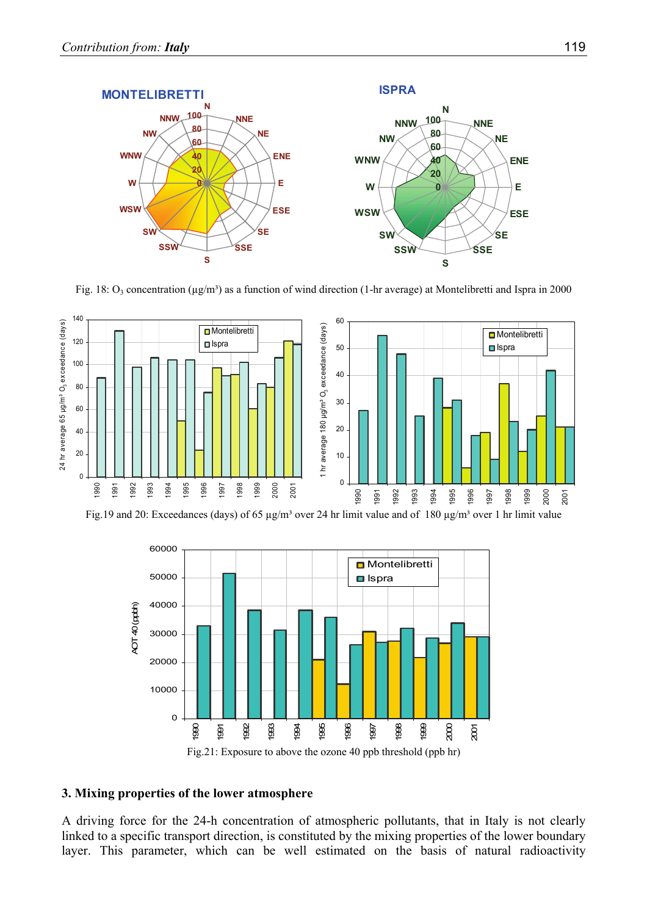Fig. 18: $O_3$ concentration (µg/m³) as a function of wind direction (1-hr average) at Montelibretti and Ispra in 2000

Fig.19 and 20: Exceedances (days) of 65 µg/m³ over 24 hr limit value and of 180 µg/m³ over 1 hr limit value

Fig.21: Exposure to above the ozone 40 ppb threshold (ppb hr)

### 3. Mixing properties of the lower atmosphere

A driving force for the 24-h concentration of atmospheric pollutants, that in Italy is not clearly linked to a specific transport direction, is constituted by the mixing properties of the lower boundary layer. This parameter, which can be well estimated on the basis of natural radioactivity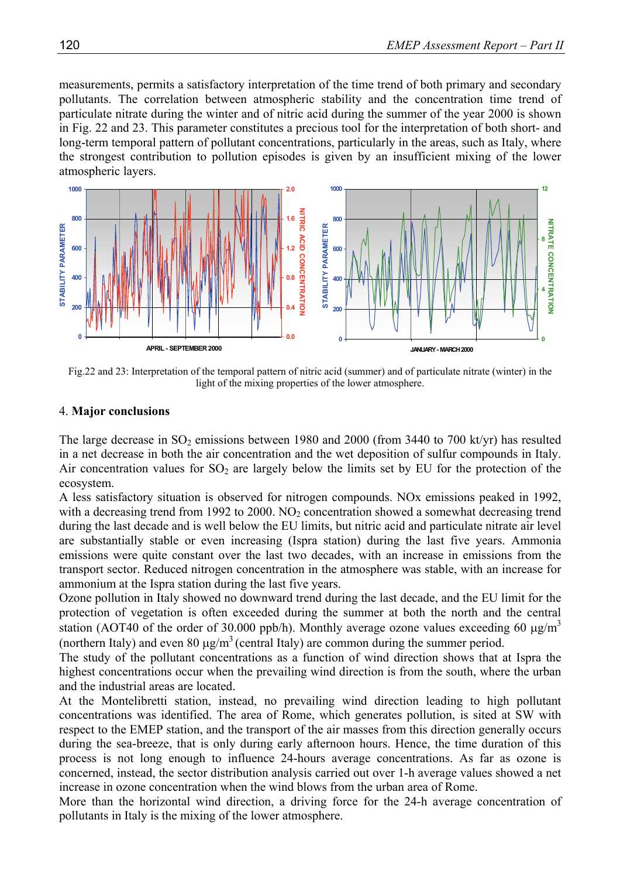measurements, permits a satisfactory interpretation of the time trend of both primary and secondary pollutants. The correlation between atmospheric stability and the concentration time trend of particulate nitrate during the winter and of nitric acid during the summer of the year 2000 is shown in Fig. 22 and 23. This parameter constitutes a precious tool for the interpretation of both short- and long-term temporal pattern of pollutant concentrations, particularly in the areas, such as Italy, where the strongest contribution to pollution episodes is given by an insufficient mixing of the lower atmospheric layers.

STABILITY PARAMETER
1000
800
600
400
200
0
NITRIC ACID CONCENTRATION
2.0
1.6
1.2
0.8
0.4
0.0
APRIL - SEPTEMBER 2000

STABILITY PARAMETER
1000
800
600
400
200
0
NITRATE CONCENTRATION
12
8
4
0
JANUARY - MARCH 2000

Fig.22 and 23: Interpretation of the temporal pattern of nitric acid (summer) and of particulate nitrate (winter) in the light of the mixing properties of the lower atmosphere.

## 4. **Major conclusions**

The large decrease in $SO_2$ emissions between 1980 and 2000 (from 3440 to 700 kt/yr) has resulted in a net decrease in both the air concentration and the wet deposition of sulfur compounds in Italy. Air concentration values for $SO_2$ are largely below the limits set by EU for the protection of the ecosystem.

A less satisfactory situation is observed for nitrogen compounds. NOx emissions peaked in 1992, with a decreasing trend from 1992 to 2000. $NO_2$ concentration showed a somewhat decreasing trend during the last decade and is well below the EU limits, but nitric acid and particulate nitrate air level are substantially stable or even increasing (Ispra station) during the last five years. Ammonia emissions were quite constant over the last two decades, with an increase in emissions from the transport sector. Reduced nitrogen concentration in the atmosphere was stable, with an increase for ammonium at the Ispra station during the last five years.

Ozone pollution in Italy showed no downward trend during the last decade, and the EU limit for the protection of vegetation is often exceeded during the summer at both the north and the central station (AOT40 of the order of 30.000 ppb/h). Monthly average ozone values exceeding 60 $\mu g/m^3$ (northern Italy) and even 80 $\mu g/m^3$ (central Italy) are common during the summer period.

The study of the pollutant concentrations as a function of wind direction shows that at Ispra the highest concentrations occur when the prevailing wind direction is from the south, where the urban and the industrial areas are located.

At the Montelibretti station, instead, no prevailing wind direction leading to high pollutant concentrations was identified. The area of Rome, which generates pollution, is sited at SW with respect to the EMEP station, and the transport of the air masses from this direction generally occurs during the sea-breeze, that is only during early afternoon hours. Hence, the time duration of this process is not long enough to influence 24-hours average concentrations. As far as ozone is concerned, instead, the sector distribution analysis carried out over 1-h average values showed a net increase in ozone concentration when the wind blows from the urban area of Rome.

More than the horizontal wind direction, a driving force for the 24-h average concentration of pollutants in Italy is the mixing of the lower atmosphere.